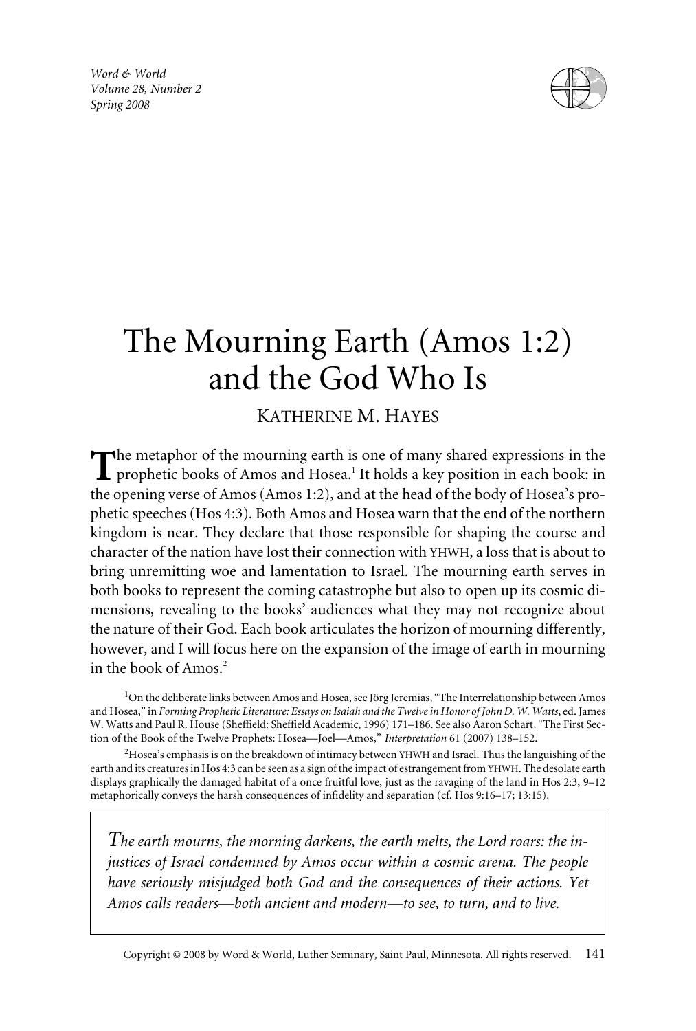# The Mourning Earth (Amos 1:2) and the God Who Is

KATHERINE M. HAYES

The metaphor of the mourning earth is one of many shared expressions in the prophetic books of Amos and Hosea.[1] It holds a key position in each book: in the opening verse of Amos (Amos 1:2), and at the head of the body of Hosea's prophetic speeches (Hos 4:3). Both Amos and Hosea warn that the end of the northern kingdom is near. They declare that those responsible for shaping the course and character of the nation have lost their connection with YHWH, a loss that is about to bring unremitting woe and lamentation to Israel. The mourning earth serves in both books to represent the coming catastrophe but also to open up its cosmic dimensions, revealing to the books' audiences what they may not recognize about the nature of their God. Each book articulates the horizon of mourning differently, however, and I will focus here on the expansion of the image of earth in mourning in the book of Amos.[2]

[1]On the deliberate links between Amos and Hosea, see Jörg Jeremias, "The Interrelationship between Amos and Hosea," in *Forming Prophetic Literature: Essays on Isaiah and the Twelve in Honor of John D. W. Watts*, ed. James W. Watts and Paul R. House (Sheffield: Sheffield Academic, 1996) 171–186. See also Aaron Schart, "The First Section of the Book of the Twelve Prophets: Hosea—Joel—Amos," *Interpretation* 61 (2007) 138–152.

[2]Hosea's emphasis is on the breakdown of intimacy between YHWH and Israel. Thus the languishing of the earth and its creatures in Hos 4:3 can be seen as a sign of the impact of estrangement from YHWH. The desolate earth displays graphically the damaged habitat of a once fruitful love, just as the ravaging of the land in Hos 2:3, 9–12 metaphorically conveys the harsh consequences of infidelity and separation (cf. Hos 9:16–17; 13:15).

*The earth mourns, the morning darkens, the earth melts, the Lord roars: the injustices of Israel condemned by Amos occur within a cosmic arena. The people have seriously misjudged both God and the consequences of their actions. Yet Amos calls readers—both ancient and modern—to see, to turn, and to live.*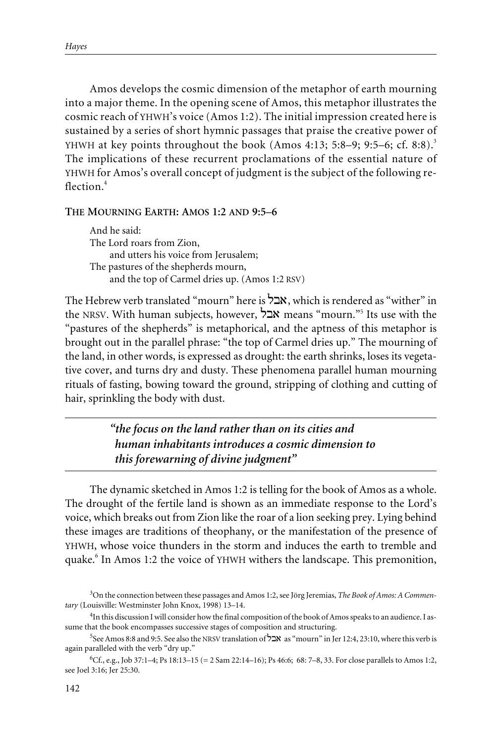Amos develops the cosmic dimension of the metaphor of earth mourning into a major theme. In the opening scene of Amos, this metaphor illustrates the cosmic reach of YHWH's voice (Amos 1:2). The initial impression created here is sustained by a series of short hymnic passages that praise the creative power of YHWH at key points throughout the book (Amos 4:13; 5:8–9; 9:5–6; cf. 8:8).[3] The implications of these recurrent proclamations of the essential nature of YHWH for Amos's overall concept of judgment is the subject of the following reflection.[4]

## THE MOURNING EARTH: AMOS 1:2 AND 9:5–6

> And he said:
> The Lord roars from Zion,
> and utters his voice from Jerusalem;
> The pastures of the shepherds mourn,
> and the top of Carmel dries up. (Amos 1:2 RSV)

The Hebrew verb translated "mourn" here is אבל, which is rendered as "wither" in the NRSV. With human subjects, however, אבל means "mourn."[5] Its use with the "pastures of the shepherds" is metaphorical, and the aptness of this metaphor is brought out in the parallel phrase: "the top of Carmel dries up." The mourning of the land, in other words, is expressed as drought: the earth shrinks, loses its vegetative cover, and turns dry and dusty. These phenomena parallel human mourning rituals of fasting, bowing toward the ground, stripping of clothing and cutting of hair, sprinkling the body with dust.

> ***"the focus on the land rather than on its cities and human inhabitants introduces a cosmic dimension to this forewarning of divine judgment"***

The dynamic sketched in Amos 1:2 is telling for the book of Amos as a whole. The drought of the fertile land is shown as an immediate response to the Lord's voice, which breaks out from Zion like the roar of a lion seeking prey. Lying behind these images are traditions of theophany, or the manifestation of the presence of YHWH, whose voice thunders in the storm and induces the earth to tremble and quake.[6] In Amos 1:2 the voice of YHWH withers the landscape. This premonition,

---

[3] On the connection between these passages and Amos 1:2, see Jörg Jeremias, *The Book of Amos: A Commentary* (Louisville: Westminster John Knox, 1998) 13–14.

[4] In this discussion I will consider how the final composition of the book of Amos speaks to an audience. I assume that the book encompasses successive stages of composition and structuring.

[5] See Amos 8:8 and 9:5. See also the NRSV translation of אבל as "mourn" in Jer 12:4, 23:10, where this verb is again paralleled with the verb "dry up."

[6] Cf., e.g., Job 37:1–4; Ps 18:13–15 (= 2 Sam 22:14–16); Ps 46:6; 68: 7–8, 33. For close parallels to Amos 1:2, see Joel 3:16; Jer 25:30.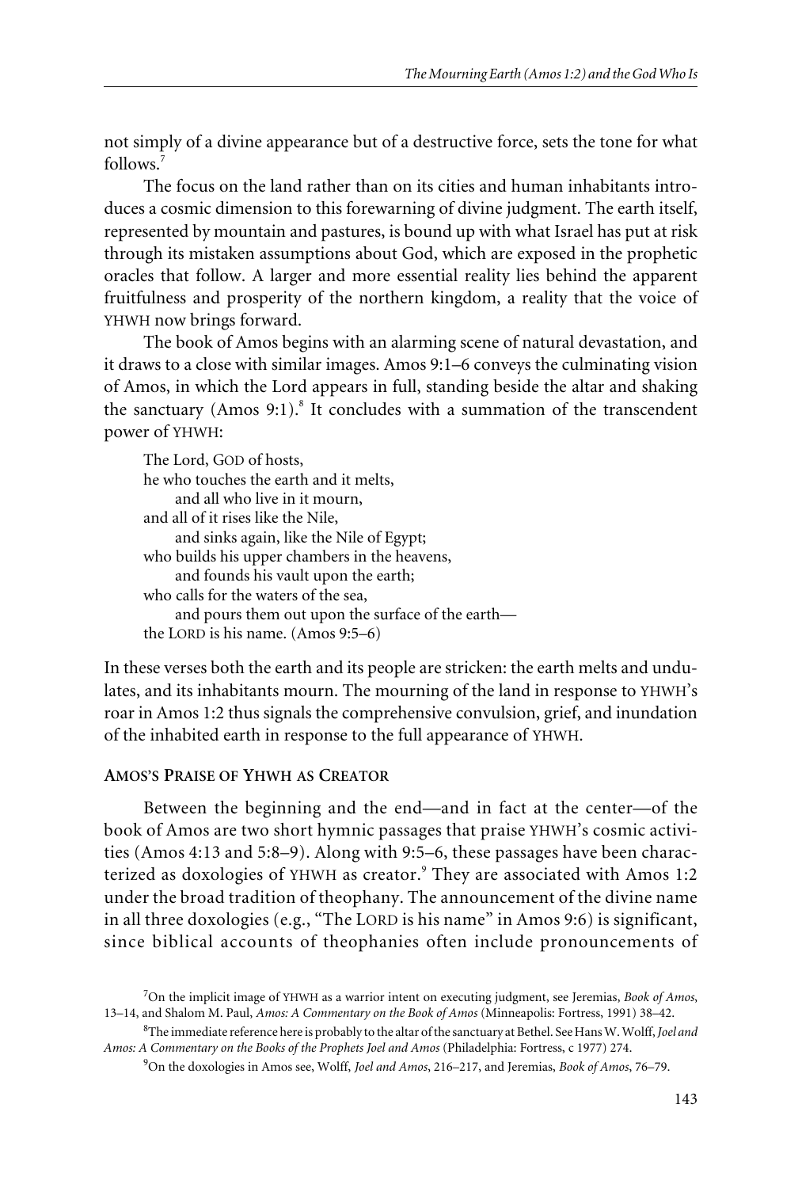not simply of a divine appearance but of a destructive force, sets the tone for what follows.[7]

The focus on the land rather than on its cities and human inhabitants introduces a cosmic dimension to this forewarning of divine judgment. The earth itself, represented by mountain and pastures, is bound up with what Israel has put at risk through its mistaken assumptions about God, which are exposed in the prophetic oracles that follow. A larger and more essential reality lies behind the apparent fruitfulness and prosperity of the northern kingdom, a reality that the voice of YHWH now brings forward.

The book of Amos begins with an alarming scene of natural devastation, and it draws to a close with similar images. Amos 9:1–6 conveys the culminating vision of Amos, in which the Lord appears in full, standing beside the altar and shaking the sanctuary (Amos 9:1).[8] It concludes with a summation of the transcendent power of YHWH:

> The Lord, GOD of hosts,
> he who touches the earth and it melts,
> &nbsp;&nbsp;&nbsp;&nbsp;and all who live in it mourn,
> and all of it rises like the Nile,
> &nbsp;&nbsp;&nbsp;&nbsp;and sinks again, like the Nile of Egypt;
> who builds his upper chambers in the heavens,
> &nbsp;&nbsp;&nbsp;&nbsp;and founds his vault upon the earth;
> who calls for the waters of the sea,
> &nbsp;&nbsp;&nbsp;&nbsp;and pours them out upon the surface of the earth—
> the LORD is his name. (Amos 9:5–6)

In these verses both the earth and its people are stricken: the earth melts and undulates, and its inhabitants mourn. The mourning of the land in response to YHWH's roar in Amos 1:2 thus signals the comprehensive convulsion, grief, and inundation of the inhabited earth in response to the full appearance of YHWH.

#### AMOS'S PRAISE OF YHWH AS CREATOR

Between the beginning and the end—and in fact at the center—of the book of Amos are two short hymnic passages that praise YHWH's cosmic activities (Amos 4:13 and 5:8–9). Along with 9:5–6, these passages have been characterized as doxologies of YHWH as creator.[9] They are associated with Amos 1:2 under the broad tradition of theophany. The announcement of the divine name in all three doxologies (e.g., "The LORD is his name" in Amos 9:6) is significant, since biblical accounts of theophanies often include pronouncements of

[7] On the implicit image of YHWH as a warrior intent on executing judgment, see Jeremias, *Book of Amos*, 13–14, and Shalom M. Paul, *Amos: A Commentary on the Book of Amos* (Minneapolis: Fortress, 1991) 38–42.

[8] The immediate reference here is probably to the altar of the sanctuary at Bethel. See Hans W. Wolff, *Joel and Amos: A Commentary on the Books of the Prophets Joel and Amos* (Philadelphia: Fortress, c 1977) 274.

[9] On the doxologies in Amos see, Wolff, *Joel and Amos*, 216–217, and Jeremias, *Book of Amos*, 76–79.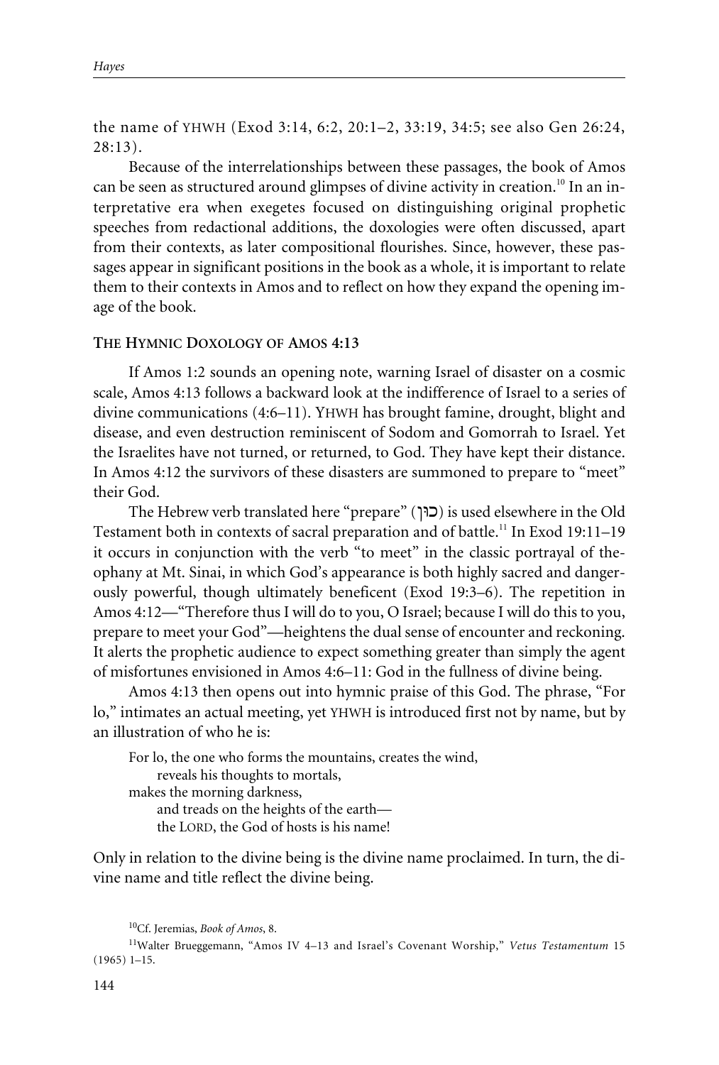the name of YHWH (Exod 3:14, 6:2, 20:1–2, 33:19, 34:5; see also Gen 26:24, 28:13).

Because of the interrelationships between these passages, the book of Amos can be seen as structured around glimpses of divine activity in creation.[10] In an interpretative era when exegetes focused on distinguishing original prophetic speeches from redactional additions, the doxologies were often discussed, apart from their contexts, as later compositional flourishes. Since, however, these passages appear in significant positions in the book as a whole, it is important to relate them to their contexts in Amos and to reflect on how they expand the opening image of the book.

### THE HYMNIC DOXOLOGY OF AMOS 4:13

If Amos 1:2 sounds an opening note, warning Israel of disaster on a cosmic scale, Amos 4:13 follows a backward look at the indifference of Israel to a series of divine communications (4:6–11). YHWH has brought famine, drought, blight and disease, and even destruction reminiscent of Sodom and Gomorrah to Israel. Yet the Israelites have not turned, or returned, to God. They have kept their distance. In Amos 4:12 the survivors of these disasters are summoned to prepare to "meet" their God.

The Hebrew verb translated here "prepare" (כון) is used elsewhere in the Old Testament both in contexts of sacral preparation and of battle.[11] In Exod 19:11–19 it occurs in conjunction with the verb "to meet" in the classic portrayal of theophany at Mt. Sinai, in which God's appearance is both highly sacred and dangerously powerful, though ultimately beneficent (Exod 19:3–6). The repetition in Amos 4:12—"Therefore thus I will do to you, O Israel; because I will do this to you, prepare to meet your God"—heightens the dual sense of encounter and reckoning. It alerts the prophetic audience to expect something greater than simply the agent of misfortunes envisioned in Amos 4:6–11: God in the fullness of divine being.

Amos 4:13 then opens out into hymnic praise of this God. The phrase, "For lo," intimates an actual meeting, yet YHWH is introduced first not by name, but by an illustration of who he is:

> For lo, the one who forms the mountains, creates the wind,
> reveals his thoughts to mortals,
> makes the morning darkness,
> and treads on the heights of the earth—
> the LORD, the God of hosts is his name!

Only in relation to the divine being is the divine name proclaimed. In turn, the divine name and title reflect the divine being.

---

[10] Cf. Jeremias, *Book of Amos*, 8.

[11] Walter Brueggemann, "Amos IV 4–13 and Israel's Covenant Worship," *Vetus Testamentum* 15 (1965) 1–15.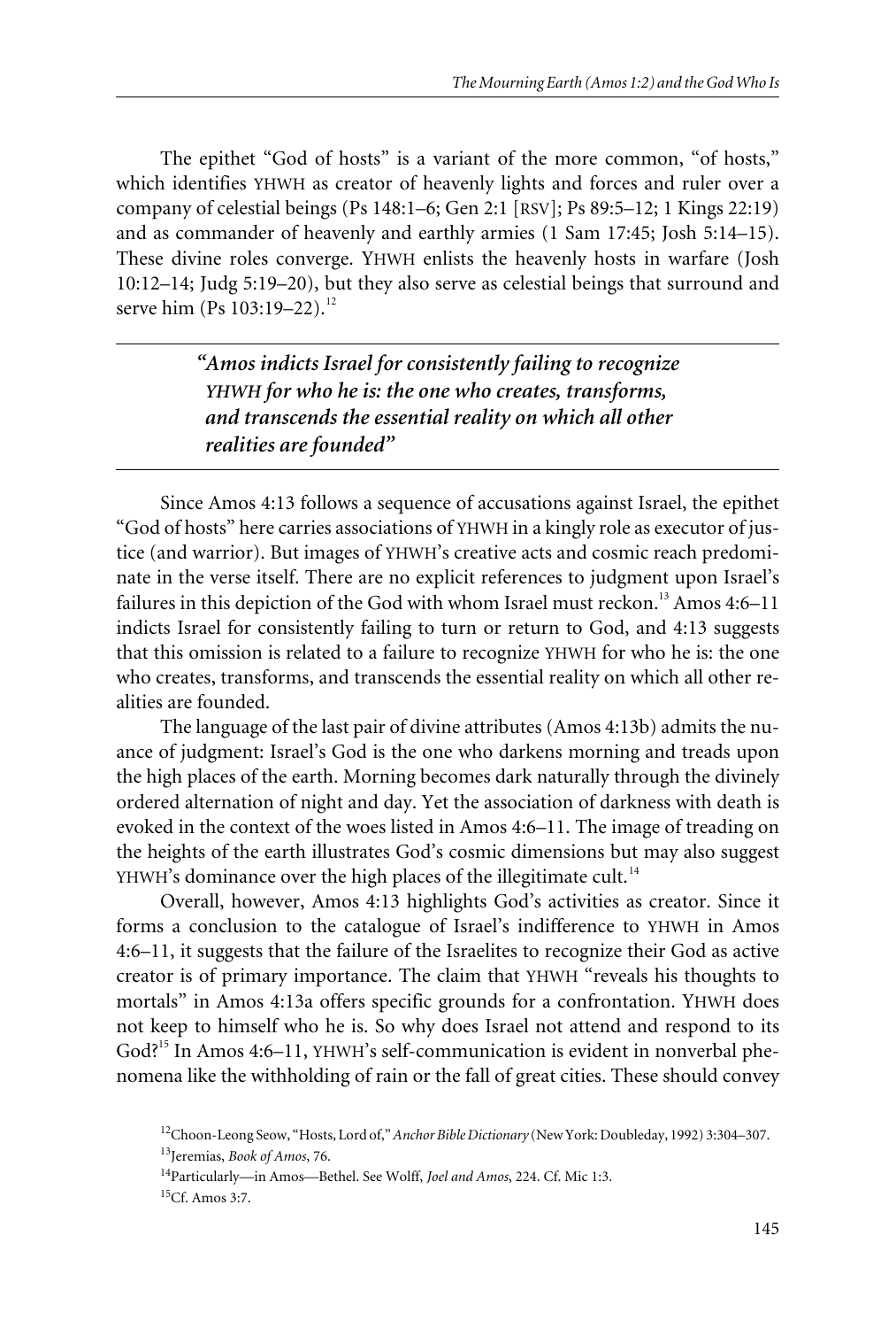The epithet "God of hosts" is a variant of the more common, "of hosts," which identifies YHWH as creator of heavenly lights and forces and ruler over a company of celestial beings (Ps 148:1–6; Gen 2:1 [RSV]; Ps 89:5–12; 1 Kings 22:19) and as commander of heavenly and earthly armies (1 Sam 17:45; Josh 5:14–15). These divine roles converge. YHWH enlists the heavenly hosts in warfare (Josh 10:12–14; Judg 5:19–20), but they also serve as celestial beings that surround and serve him (Ps 103:19–22).[12]

> ***"Amos indicts Israel for consistently failing to recognize YHWH for who he is: the one who creates, transforms, and transcends the essential reality on which all other realities are founded"***

Since Amos 4:13 follows a sequence of accusations against Israel, the epithet "God of hosts" here carries associations of YHWH in a kingly role as executor of justice (and warrior). But images of YHWH's creative acts and cosmic reach predominate in the verse itself. There are no explicit references to judgment upon Israel's failures in this depiction of the God with whom Israel must reckon.[13] Amos 4:6–11 indicts Israel for consistently failing to turn or return to God, and 4:13 suggests that this omission is related to a failure to recognize YHWH for who he is: the one who creates, transforms, and transcends the essential reality on which all other realities are founded.

The language of the last pair of divine attributes (Amos 4:13b) admits the nuance of judgment: Israel's God is the one who darkens morning and treads upon the high places of the earth. Morning becomes dark naturally through the divinely ordered alternation of night and day. Yet the association of darkness with death is evoked in the context of the woes listed in Amos 4:6–11. The image of treading on the heights of the earth illustrates God's cosmic dimensions but may also suggest YHWH's dominance over the high places of the illegitimate cult.[14]

Overall, however, Amos 4:13 highlights God's activities as creator. Since it forms a conclusion to the catalogue of Israel's indifference to YHWH in Amos 4:6–11, it suggests that the failure of the Israelites to recognize their God as active creator is of primary importance. The claim that YHWH "reveals his thoughts to mortals" in Amos 4:13a offers specific grounds for a confrontation. YHWH does not keep to himself who he is. So why does Israel not attend and respond to its God?[15] In Amos 4:6–11, YHWH's self-communication is evident in nonverbal phenomena like the withholding of rain or the fall of great cities. These should convey

[12] Choon-Leong Seow, "Hosts, Lord of," *Anchor Bible Dictionary* (New York: Doubleday, 1992) 3:304–307.

[13] Jeremias, *Book of Amos*, 76.

[14] Particularly—in Amos—Bethel. See Wolff, *Joel and Amos*, 224. Cf. Mic 1:3.

[15] Cf. Amos 3:7.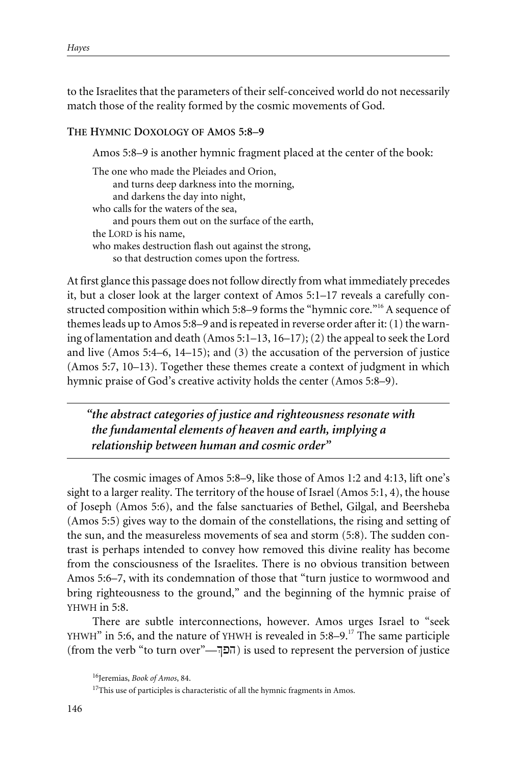to the Israelites that the parameters of their self-conceived world do not necessarily match those of the reality formed by the cosmic movements of God.

### THE HYMNIC DOXOLOGY OF AMOS 5:8–9

Amos 5:8–9 is another hymnic fragment placed at the center of the book:

> The one who made the Pleiades and Orion,
> and turns deep darkness into the morning,
> and darkens the day into night,
> who calls for the waters of the sea,
> and pours them out on the surface of the earth,
> the LORD is his name,
> who makes destruction flash out against the strong,
> so that destruction comes upon the fortress.

At first glance this passage does not follow directly from what immediately precedes it, but a closer look at the larger context of Amos 5:1–17 reveals a carefully constructed composition within which 5:8–9 forms the "hymnic core."[16] A sequence of themes leads up to Amos 5:8–9 and is repeated in reverse order after it: (1) the warning of lamentation and death (Amos 5:1–13, 16–17); (2) the appeal to seek the Lord and live (Amos 5:4–6, 14–15); and (3) the accusation of the perversion of justice (Amos 5:7, 10–13). Together these themes create a context of judgment in which hymnic praise of God's creative activity holds the center (Amos 5:8–9).

> *"the abstract categories of justice and righteousness resonate with the fundamental elements of heaven and earth, implying a relationship between human and cosmic order"*

The cosmic images of Amos 5:8–9, like those of Amos 1:2 and 4:13, lift one's sight to a larger reality. The territory of the house of Israel (Amos 5:1, 4), the house of Joseph (Amos 5:6), and the false sanctuaries of Bethel, Gilgal, and Beersheba (Amos 5:5) gives way to the domain of the constellations, the rising and setting of the sun, and the measureless movements of sea and storm (5:8). The sudden contrast is perhaps intended to convey how removed this divine reality has become from the consciousness of the Israelites. There is no obvious transition between Amos 5:6–7, with its condemnation of those that "turn justice to wormwood and bring righteousness to the ground," and the beginning of the hymnic praise of YHWH in 5:8.

There are subtle interconnections, however. Amos urges Israel to "seek YHWH" in 5:6, and the nature of YHWH is revealed in 5:8–9.[17] The same participle (from the verb "to turn over"—הפך) is used to represent the perversion of justice

[16] Jeremias, *Book of Amos*, 84.

[17] This use of participles is characteristic of all the hymnic fragments in Amos.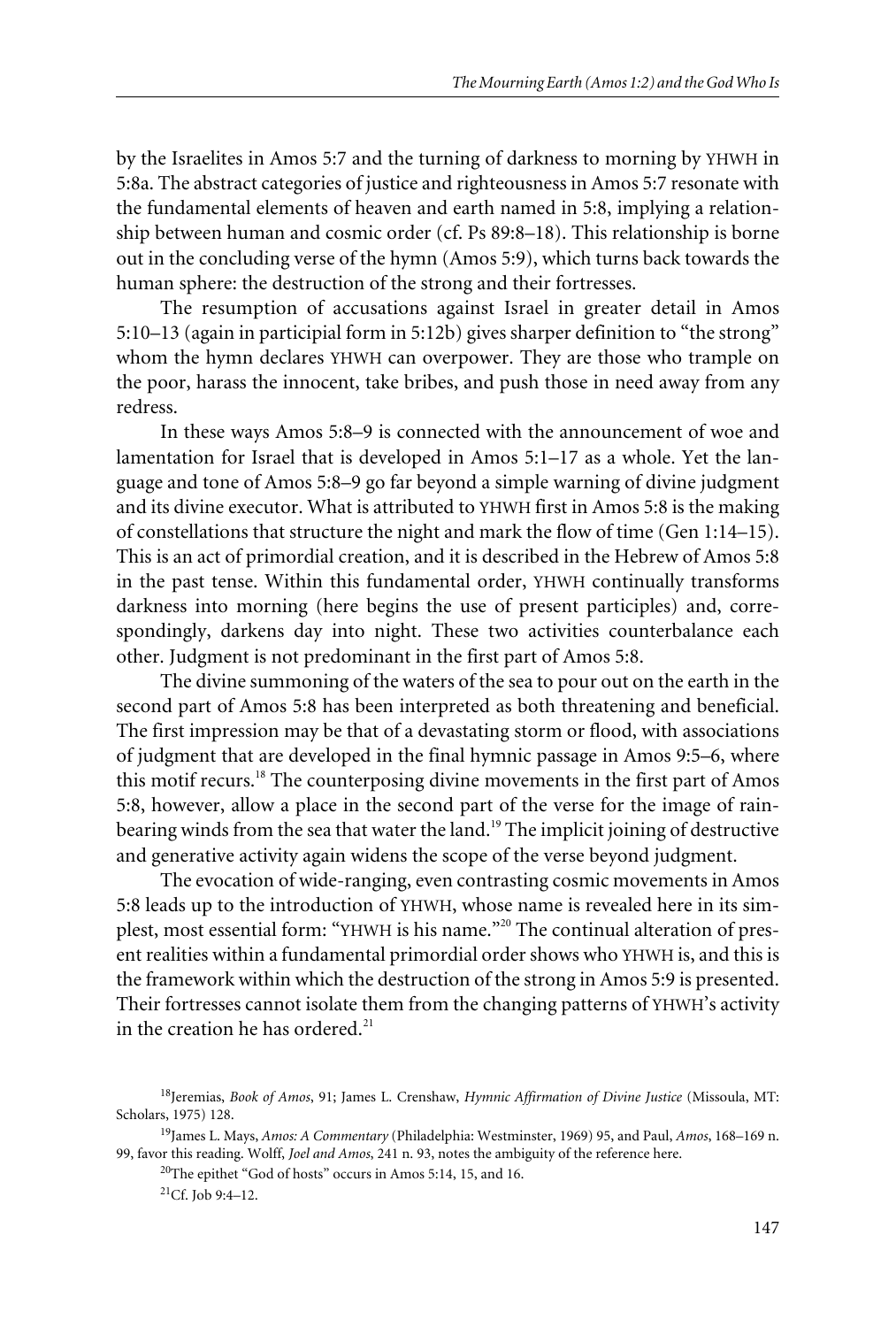by the Israelites in Amos 5:7 and the turning of darkness to morning by YHWH in 5:8a. The abstract categories of justice and righteousness in Amos 5:7 resonate with the fundamental elements of heaven and earth named in 5:8, implying a relationship between human and cosmic order (cf. Ps 89:8–18). This relationship is borne out in the concluding verse of the hymn (Amos 5:9), which turns back towards the human sphere: the destruction of the strong and their fortresses.

The resumption of accusations against Israel in greater detail in Amos 5:10–13 (again in participial form in 5:12b) gives sharper definition to "the strong" whom the hymn declares YHWH can overpower. They are those who trample on the poor, harass the innocent, take bribes, and push those in need away from any redress.

In these ways Amos 5:8–9 is connected with the announcement of woe and lamentation for Israel that is developed in Amos 5:1–17 as a whole. Yet the language and tone of Amos 5:8–9 go far beyond a simple warning of divine judgment and its divine executor. What is attributed to YHWH first in Amos 5:8 is the making of constellations that structure the night and mark the flow of time (Gen 1:14–15). This is an act of primordial creation, and it is described in the Hebrew of Amos 5:8 in the past tense. Within this fundamental order, YHWH continually transforms darkness into morning (here begins the use of present participles) and, correspondingly, darkens day into night. These two activities counterbalance each other. Judgment is not predominant in the first part of Amos 5:8.

The divine summoning of the waters of the sea to pour out on the earth in the second part of Amos 5:8 has been interpreted as both threatening and beneficial. The first impression may be that of a devastating storm or flood, with associations of judgment that are developed in the final hymnic passage in Amos 9:5–6, where this motif recurs.[18] The counterposing divine movements in the first part of Amos 5:8, however, allow a place in the second part of the verse for the image of rain-bearing winds from the sea that water the land.[19] The implicit joining of destructive and generative activity again widens the scope of the verse beyond judgment.

The evocation of wide-ranging, even contrasting cosmic movements in Amos 5:8 leads up to the introduction of YHWH, whose name is revealed here in its simplest, most essential form: "YHWH is his name."[20] The continual alteration of present realities within a fundamental primordial order shows who YHWH is, and this is the framework within which the destruction of the strong in Amos 5:9 is presented. Their fortresses cannot isolate them from the changing patterns of YHWH's activity in the creation he has ordered.[21]

---

[18]Jeremias, *Book of Amos*, 91; James L. Crenshaw, *Hymnic Affirmation of Divine Justice* (Missoula, MT: Scholars, 1975) 128.

[19]James L. Mays, *Amos: A Commentary* (Philadelphia: Westminster, 1969) 95, and Paul, *Amos*, 168–169 n. 99, favor this reading. Wolff, *Joel and Amos*, 241 n. 93, notes the ambiguity of the reference here.

[20]The epithet "God of hosts" occurs in Amos 5:14, 15, and 16.

[21]Cf. Job 9:4–12.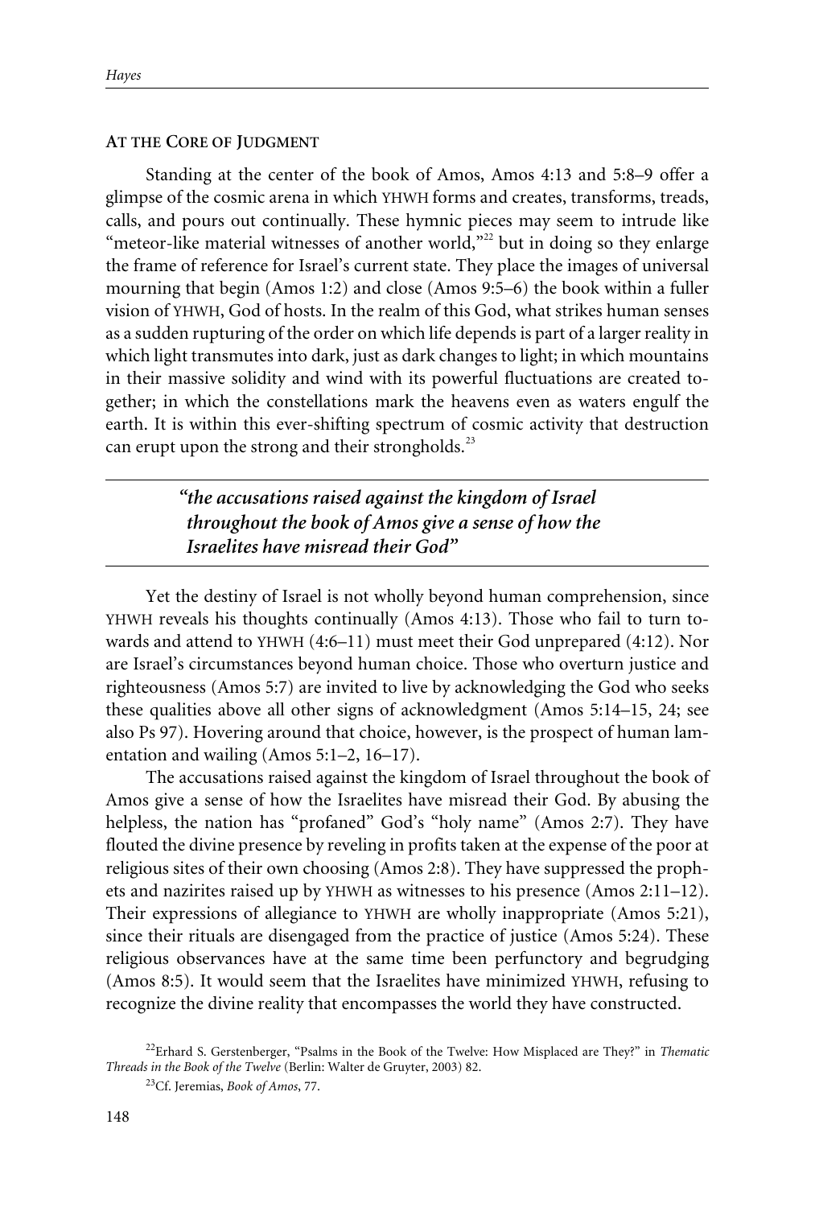## AT THE CORE OF JUDGMENT

Standing at the center of the book of Amos, Amos 4:13 and 5:8–9 offer a glimpse of the cosmic arena in which YHWH forms and creates, transforms, treads, calls, and pours out continually. These hymnic pieces may seem to intrude like "meteor-like material witnesses of another world,"[22] but in doing so they enlarge the frame of reference for Israel's current state. They place the images of universal mourning that begin (Amos 1:2) and close (Amos 9:5–6) the book within a fuller vision of YHWH, God of hosts. In the realm of this God, what strikes human senses as a sudden rupturing of the order on which life depends is part of a larger reality in which light transmutes into dark, just as dark changes to light; in which mountains in their massive solidity and wind with its powerful fluctuations are created together; in which the constellations mark the heavens even as waters engulf the earth. It is within this ever-shifting spectrum of cosmic activity that destruction can erupt upon the strong and their strongholds.[23]

> ***"the accusations raised against the kingdom of Israel throughout the book of Amos give a sense of how the Israelites have misread their God"***

Yet the destiny of Israel is not wholly beyond human comprehension, since YHWH reveals his thoughts continually (Amos 4:13). Those who fail to turn towards and attend to YHWH (4:6–11) must meet their God unprepared (4:12). Nor are Israel's circumstances beyond human choice. Those who overturn justice and righteousness (Amos 5:7) are invited to live by acknowledging the God who seeks these qualities above all other signs of acknowledgment (Amos 5:14–15, 24; see also Ps 97). Hovering around that choice, however, is the prospect of human lamentation and wailing (Amos 5:1–2, 16–17).

The accusations raised against the kingdom of Israel throughout the book of Amos give a sense of how the Israelites have misread their God. By abusing the helpless, the nation has "profaned" God's "holy name" (Amos 2:7). They have flouted the divine presence by reveling in profits taken at the expense of the poor at religious sites of their own choosing (Amos 2:8). They have suppressed the prophets and nazirites raised up by YHWH as witnesses to his presence (Amos 2:11–12). Their expressions of allegiance to YHWH are wholly inappropriate (Amos 5:21), since their rituals are disengaged from the practice of justice (Amos 5:24). These religious observances have at the same time been perfunctory and begrudging (Amos 8:5). It would seem that the Israelites have minimized YHWH, refusing to recognize the divine reality that encompasses the world they have constructed.

---

[22] Erhard S. Gerstenberger, "Psalms in the Book of the Twelve: How Misplaced are They?" in *Thematic Threads in the Book of the Twelve* (Berlin: Walter de Gruyter, 2003) 82.

[23] Cf. Jeremias, *Book of Amos*, 77.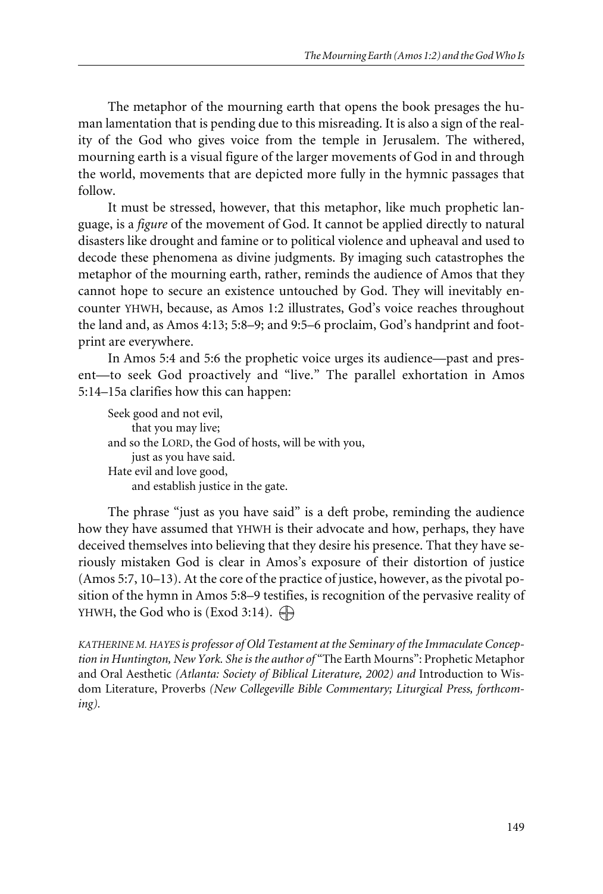The metaphor of the mourning earth that opens the book presages the human lamentation that is pending due to this misreading. It is also a sign of the reality of the God who gives voice from the temple in Jerusalem. The withered, mourning earth is a visual figure of the larger movements of God in and through the world, movements that are depicted more fully in the hymnic passages that follow.

It must be stressed, however, that this metaphor, like much prophetic language, is a *figure* of the movement of God. It cannot be applied directly to natural disasters like drought and famine or to political violence and upheaval and used to decode these phenomena as divine judgments. By imaging such catastrophes the metaphor of the mourning earth, rather, reminds the audience of Amos that they cannot hope to secure an existence untouched by God. They will inevitably encounter YHWH, because, as Amos 1:2 illustrates, God's voice reaches throughout the land and, as Amos 4:13; 5:8–9; and 9:5–6 proclaim, God's handprint and footprint are everywhere.

In Amos 5:4 and 5:6 the prophetic voice urges its audience—past and present—to seek God proactively and "live." The parallel exhortation in Amos 5:14–15a clarifies how this can happen:

> Seek good and not evil,
> &nbsp;&nbsp;&nbsp;&nbsp;that you may live;
> and so the LORD, the God of hosts, will be with you,
> &nbsp;&nbsp;&nbsp;&nbsp;just as you have said.
> Hate evil and love good,
> &nbsp;&nbsp;&nbsp;&nbsp;and establish justice in the gate.

The phrase "just as you have said" is a deft probe, reminding the audience how they have assumed that YHWH is their advocate and how, perhaps, they have deceived themselves into believing that they desire his presence. That they have seriously mistaken God is clear in Amos's exposure of their distortion of justice (Amos 5:7, 10–13). At the core of the practice of justice, however, as the pivotal position of the hymn in Amos 5:8–9 testifies, is recognition of the pervasive reality of YHWH, the God who is (Exod 3:14).

*KATHERINE M. HAYES is professor of Old Testament at the Seminary of the Immaculate Conception in Huntington, New York. She is the author of* "The Earth Mourns": Prophetic Metaphor and Oral Aesthetic *(Atlanta: Society of Biblical Literature, 2002) and* Introduction to Wisdom Literature, Proverbs *(New Collegeville Bible Commentary; Liturgical Press, forthcoming).*